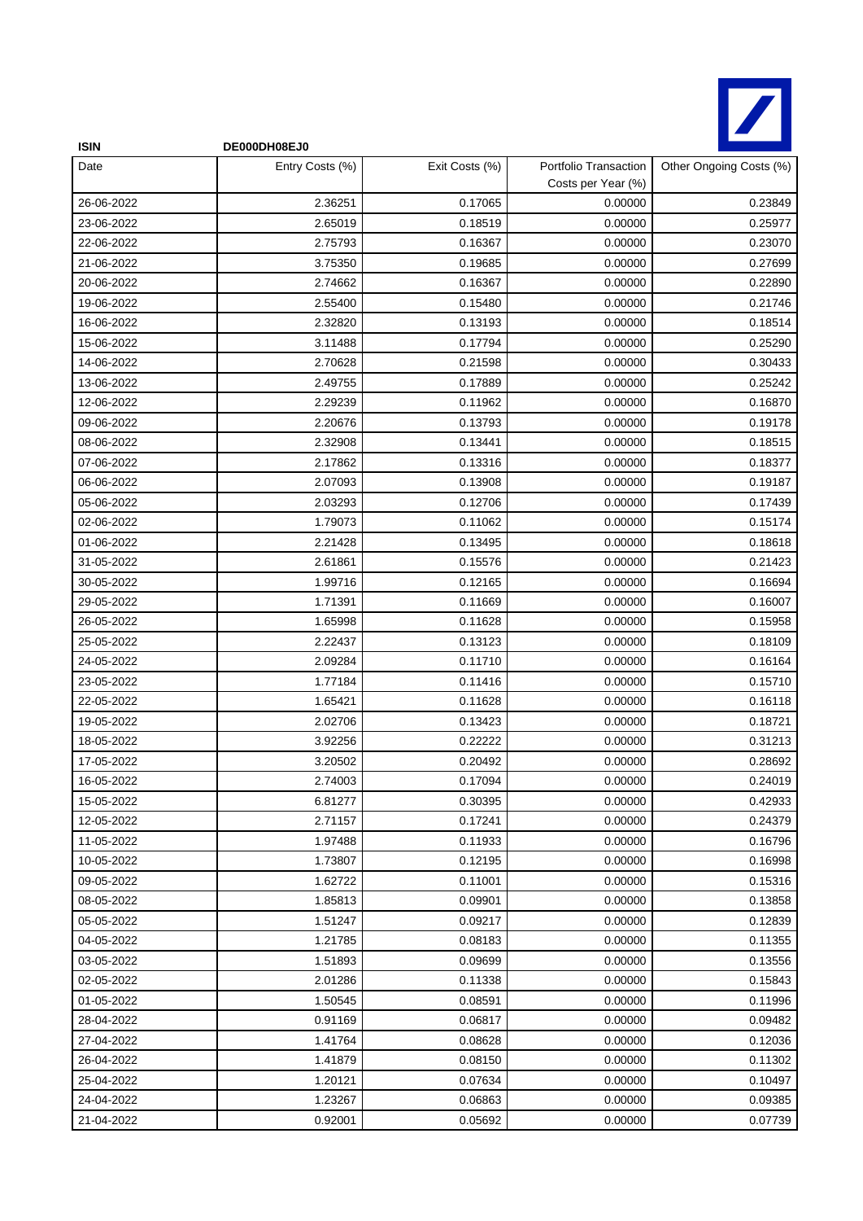| ISIN | DE000DH08EJ0 | | | |
|---|---|---|---|---|
| Date | Entry Costs (%) | Exit Costs (%) | Portfolio Transaction Costs per Year (%) | Other Ongoing Costs (%) |
| 26-06-2022 | 2.36251 | 0.17065 | 0.00000 | 0.23849 |
| 23-06-2022 | 2.65019 | 0.18519 | 0.00000 | 0.25977 |
| 22-06-2022 | 2.75793 | 0.16367 | 0.00000 | 0.23070 |
| 21-06-2022 | 3.75350 | 0.19685 | 0.00000 | 0.27699 |
| 20-06-2022 | 2.74662 | 0.16367 | 0.00000 | 0.22890 |
| 19-06-2022 | 2.55400 | 0.15480 | 0.00000 | 0.21746 |
| 16-06-2022 | 2.32820 | 0.13193 | 0.00000 | 0.18514 |
| 15-06-2022 | 3.11488 | 0.17794 | 0.00000 | 0.25290 |
| 14-06-2022 | 2.70628 | 0.21598 | 0.00000 | 0.30433 |
| 13-06-2022 | 2.49755 | 0.17889 | 0.00000 | 0.25242 |
| 12-06-2022 | 2.29239 | 0.11962 | 0.00000 | 0.16870 |
| 09-06-2022 | 2.20676 | 0.13793 | 0.00000 | 0.19178 |
| 08-06-2022 | 2.32908 | 0.13441 | 0.00000 | 0.18515 |
| 07-06-2022 | 2.17862 | 0.13316 | 0.00000 | 0.18377 |
| 06-06-2022 | 2.07093 | 0.13908 | 0.00000 | 0.19187 |
| 05-06-2022 | 2.03293 | 0.12706 | 0.00000 | 0.17439 |
| 02-06-2022 | 1.79073 | 0.11062 | 0.00000 | 0.15174 |
| 01-06-2022 | 2.21428 | 0.13495 | 0.00000 | 0.18618 |
| 31-05-2022 | 2.61861 | 0.15576 | 0.00000 | 0.21423 |
| 30-05-2022 | 1.99716 | 0.12165 | 0.00000 | 0.16694 |
| 29-05-2022 | 1.71391 | 0.11669 | 0.00000 | 0.16007 |
| 26-05-2022 | 1.65998 | 0.11628 | 0.00000 | 0.15958 |
| 25-05-2022 | 2.22437 | 0.13123 | 0.00000 | 0.18109 |
| 24-05-2022 | 2.09284 | 0.11710 | 0.00000 | 0.16164 |
| 23-05-2022 | 1.77184 | 0.11416 | 0.00000 | 0.15710 |
| 22-05-2022 | 1.65421 | 0.11628 | 0.00000 | 0.16118 |
| 19-05-2022 | 2.02706 | 0.13423 | 0.00000 | 0.18721 |
| 18-05-2022 | 3.92256 | 0.22222 | 0.00000 | 0.31213 |
| 17-05-2022 | 3.20502 | 0.20492 | 0.00000 | 0.28692 |
| 16-05-2022 | 2.74003 | 0.17094 | 0.00000 | 0.24019 |
| 15-05-2022 | 6.81277 | 0.30395 | 0.00000 | 0.42933 |
| 12-05-2022 | 2.71157 | 0.17241 | 0.00000 | 0.24379 |
| 11-05-2022 | 1.97488 | 0.11933 | 0.00000 | 0.16796 |
| 10-05-2022 | 1.73807 | 0.12195 | 0.00000 | 0.16998 |
| 09-05-2022 | 1.62722 | 0.11001 | 0.00000 | 0.15316 |
| 08-05-2022 | 1.85813 | 0.09901 | 0.00000 | 0.13858 |
| 05-05-2022 | 1.51247 | 0.09217 | 0.00000 | 0.12839 |
| 04-05-2022 | 1.21785 | 0.08183 | 0.00000 | 0.11355 |
| 03-05-2022 | 1.51893 | 0.09699 | 0.00000 | 0.13556 |
| 02-05-2022 | 2.01286 | 0.11338 | 0.00000 | 0.15843 |
| 01-05-2022 | 1.50545 | 0.08591 | 0.00000 | 0.11996 |
| 28-04-2022 | 0.91169 | 0.06817 | 0.00000 | 0.09482 |
| 27-04-2022 | 1.41764 | 0.08628 | 0.00000 | 0.12036 |
| 26-04-2022 | 1.41879 | 0.08150 | 0.00000 | 0.11302 |
| 25-04-2022 | 1.20121 | 0.07634 | 0.00000 | 0.10497 |
| 24-04-2022 | 1.23267 | 0.06863 | 0.00000 | 0.09385 |
| 21-04-2022 | 0.92001 | 0.05692 | 0.00000 | 0.07739 |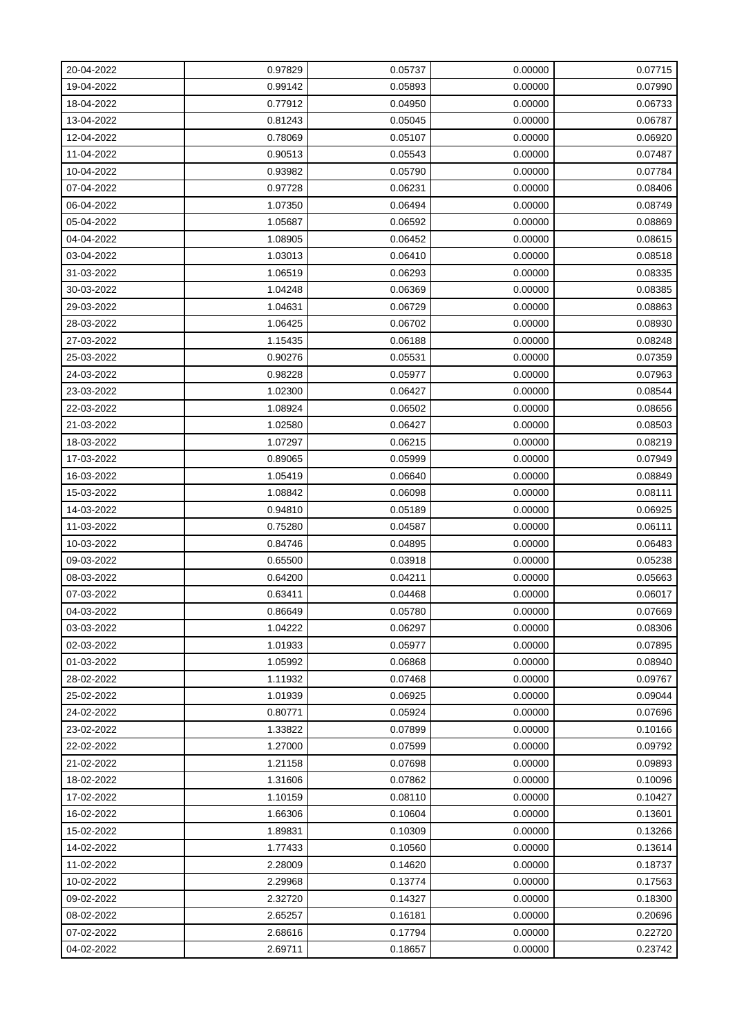| | | | | |
|---|---|---|---|---|
| 20-04-2022 | 0.97829 | 0.05737 | 0.00000 | 0.07715 |
| 19-04-2022 | 0.99142 | 0.05893 | 0.00000 | 0.07990 |
| 18-04-2022 | 0.77912 | 0.04950 | 0.00000 | 0.06733 |
| 13-04-2022 | 0.81243 | 0.05045 | 0.00000 | 0.06787 |
| 12-04-2022 | 0.78069 | 0.05107 | 0.00000 | 0.06920 |
| 11-04-2022 | 0.90513 | 0.05543 | 0.00000 | 0.07487 |
| 10-04-2022 | 0.93982 | 0.05790 | 0.00000 | 0.07784 |
| 07-04-2022 | 0.97728 | 0.06231 | 0.00000 | 0.08406 |
| 06-04-2022 | 1.07350 | 0.06494 | 0.00000 | 0.08749 |
| 05-04-2022 | 1.05687 | 0.06592 | 0.00000 | 0.08869 |
| 04-04-2022 | 1.08905 | 0.06452 | 0.00000 | 0.08615 |
| 03-04-2022 | 1.03013 | 0.06410 | 0.00000 | 0.08518 |
| 31-03-2022 | 1.06519 | 0.06293 | 0.00000 | 0.08335 |
| 30-03-2022 | 1.04248 | 0.06369 | 0.00000 | 0.08385 |
| 29-03-2022 | 1.04631 | 0.06729 | 0.00000 | 0.08863 |
| 28-03-2022 | 1.06425 | 0.06702 | 0.00000 | 0.08930 |
| 27-03-2022 | 1.15435 | 0.06188 | 0.00000 | 0.08248 |
| 25-03-2022 | 0.90276 | 0.05531 | 0.00000 | 0.07359 |
| 24-03-2022 | 0.98228 | 0.05977 | 0.00000 | 0.07963 |
| 23-03-2022 | 1.02300 | 0.06427 | 0.00000 | 0.08544 |
| 22-03-2022 | 1.08924 | 0.06502 | 0.00000 | 0.08656 |
| 21-03-2022 | 1.02580 | 0.06427 | 0.00000 | 0.08503 |
| 18-03-2022 | 1.07297 | 0.06215 | 0.00000 | 0.08219 |
| 17-03-2022 | 0.89065 | 0.05999 | 0.00000 | 0.07949 |
| 16-03-2022 | 1.05419 | 0.06640 | 0.00000 | 0.08849 |
| 15-03-2022 | 1.08842 | 0.06098 | 0.00000 | 0.08111 |
| 14-03-2022 | 0.94810 | 0.05189 | 0.00000 | 0.06925 |
| 11-03-2022 | 0.75280 | 0.04587 | 0.00000 | 0.06111 |
| 10-03-2022 | 0.84746 | 0.04895 | 0.00000 | 0.06483 |
| 09-03-2022 | 0.65500 | 0.03918 | 0.00000 | 0.05238 |
| 08-03-2022 | 0.64200 | 0.04211 | 0.00000 | 0.05663 |
| 07-03-2022 | 0.63411 | 0.04468 | 0.00000 | 0.06017 |
| 04-03-2022 | 0.86649 | 0.05780 | 0.00000 | 0.07669 |
| 03-03-2022 | 1.04222 | 0.06297 | 0.00000 | 0.08306 |
| 02-03-2022 | 1.01933 | 0.05977 | 0.00000 | 0.07895 |
| 01-03-2022 | 1.05992 | 0.06868 | 0.00000 | 0.08940 |
| 28-02-2022 | 1.11932 | 0.07468 | 0.00000 | 0.09767 |
| 25-02-2022 | 1.01939 | 0.06925 | 0.00000 | 0.09044 |
| 24-02-2022 | 0.80771 | 0.05924 | 0.00000 | 0.07696 |
| 23-02-2022 | 1.33822 | 0.07899 | 0.00000 | 0.10166 |
| 22-02-2022 | 1.27000 | 0.07599 | 0.00000 | 0.09792 |
| 21-02-2022 | 1.21158 | 0.07698 | 0.00000 | 0.09893 |
| 18-02-2022 | 1.31606 | 0.07862 | 0.00000 | 0.10096 |
| 17-02-2022 | 1.10159 | 0.08110 | 0.00000 | 0.10427 |
| 16-02-2022 | 1.66306 | 0.10604 | 0.00000 | 0.13601 |
| 15-02-2022 | 1.89831 | 0.10309 | 0.00000 | 0.13266 |
| 14-02-2022 | 1.77433 | 0.10560 | 0.00000 | 0.13614 |
| 11-02-2022 | 2.28009 | 0.14620 | 0.00000 | 0.18737 |
| 10-02-2022 | 2.29968 | 0.13774 | 0.00000 | 0.17563 |
| 09-02-2022 | 2.32720 | 0.14327 | 0.00000 | 0.18300 |
| 08-02-2022 | 2.65257 | 0.16181 | 0.00000 | 0.20696 |
| 07-02-2022 | 2.68616 | 0.17794 | 0.00000 | 0.22720 |
| 04-02-2022 | 2.69711 | 0.18657 | 0.00000 | 0.23742 |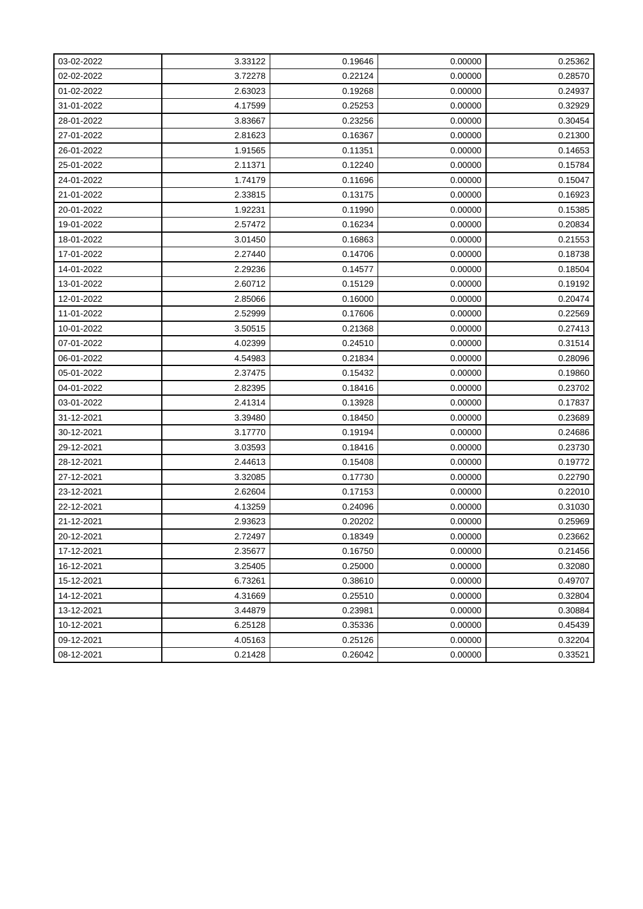| | | | | |
|---|---|---|---|---|
| 03-02-2022 | 3.33122 | 0.19646 | 0.00000 | 0.25362 |
| 02-02-2022 | 3.72278 | 0.22124 | 0.00000 | 0.28570 |
| 01-02-2022 | 2.63023 | 0.19268 | 0.00000 | 0.24937 |
| 31-01-2022 | 4.17599 | 0.25253 | 0.00000 | 0.32929 |
| 28-01-2022 | 3.83667 | 0.23256 | 0.00000 | 0.30454 |
| 27-01-2022 | 2.81623 | 0.16367 | 0.00000 | 0.21300 |
| 26-01-2022 | 1.91565 | 0.11351 | 0.00000 | 0.14653 |
| 25-01-2022 | 2.11371 | 0.12240 | 0.00000 | 0.15784 |
| 24-01-2022 | 1.74179 | 0.11696 | 0.00000 | 0.15047 |
| 21-01-2022 | 2.33815 | 0.13175 | 0.00000 | 0.16923 |
| 20-01-2022 | 1.92231 | 0.11990 | 0.00000 | 0.15385 |
| 19-01-2022 | 2.57472 | 0.16234 | 0.00000 | 0.20834 |
| 18-01-2022 | 3.01450 | 0.16863 | 0.00000 | 0.21553 |
| 17-01-2022 | 2.27440 | 0.14706 | 0.00000 | 0.18738 |
| 14-01-2022 | 2.29236 | 0.14577 | 0.00000 | 0.18504 |
| 13-01-2022 | 2.60712 | 0.15129 | 0.00000 | 0.19192 |
| 12-01-2022 | 2.85066 | 0.16000 | 0.00000 | 0.20474 |
| 11-01-2022 | 2.52999 | 0.17606 | 0.00000 | 0.22569 |
| 10-01-2022 | 3.50515 | 0.21368 | 0.00000 | 0.27413 |
| 07-01-2022 | 4.02399 | 0.24510 | 0.00000 | 0.31514 |
| 06-01-2022 | 4.54983 | 0.21834 | 0.00000 | 0.28096 |
| 05-01-2022 | 2.37475 | 0.15432 | 0.00000 | 0.19860 |
| 04-01-2022 | 2.82395 | 0.18416 | 0.00000 | 0.23702 |
| 03-01-2022 | 2.41314 | 0.13928 | 0.00000 | 0.17837 |
| 31-12-2021 | 3.39480 | 0.18450 | 0.00000 | 0.23689 |
| 30-12-2021 | 3.17770 | 0.19194 | 0.00000 | 0.24686 |
| 29-12-2021 | 3.03593 | 0.18416 | 0.00000 | 0.23730 |
| 28-12-2021 | 2.44613 | 0.15408 | 0.00000 | 0.19772 |
| 27-12-2021 | 3.32085 | 0.17730 | 0.00000 | 0.22790 |
| 23-12-2021 | 2.62604 | 0.17153 | 0.00000 | 0.22010 |
| 22-12-2021 | 4.13259 | 0.24096 | 0.00000 | 0.31030 |
| 21-12-2021 | 2.93623 | 0.20202 | 0.00000 | 0.25969 |
| 20-12-2021 | 2.72497 | 0.18349 | 0.00000 | 0.23662 |
| 17-12-2021 | 2.35677 | 0.16750 | 0.00000 | 0.21456 |
| 16-12-2021 | 3.25405 | 0.25000 | 0.00000 | 0.32080 |
| 15-12-2021 | 6.73261 | 0.38610 | 0.00000 | 0.49707 |
| 14-12-2021 | 4.31669 | 0.25510 | 0.00000 | 0.32804 |
| 13-12-2021 | 3.44879 | 0.23981 | 0.00000 | 0.30884 |
| 10-12-2021 | 6.25128 | 0.35336 | 0.00000 | 0.45439 |
| 09-12-2021 | 4.05163 | 0.25126 | 0.00000 | 0.32204 |
| 08-12-2021 | 0.21428 | 0.26042 | 0.00000 | 0.33521 |